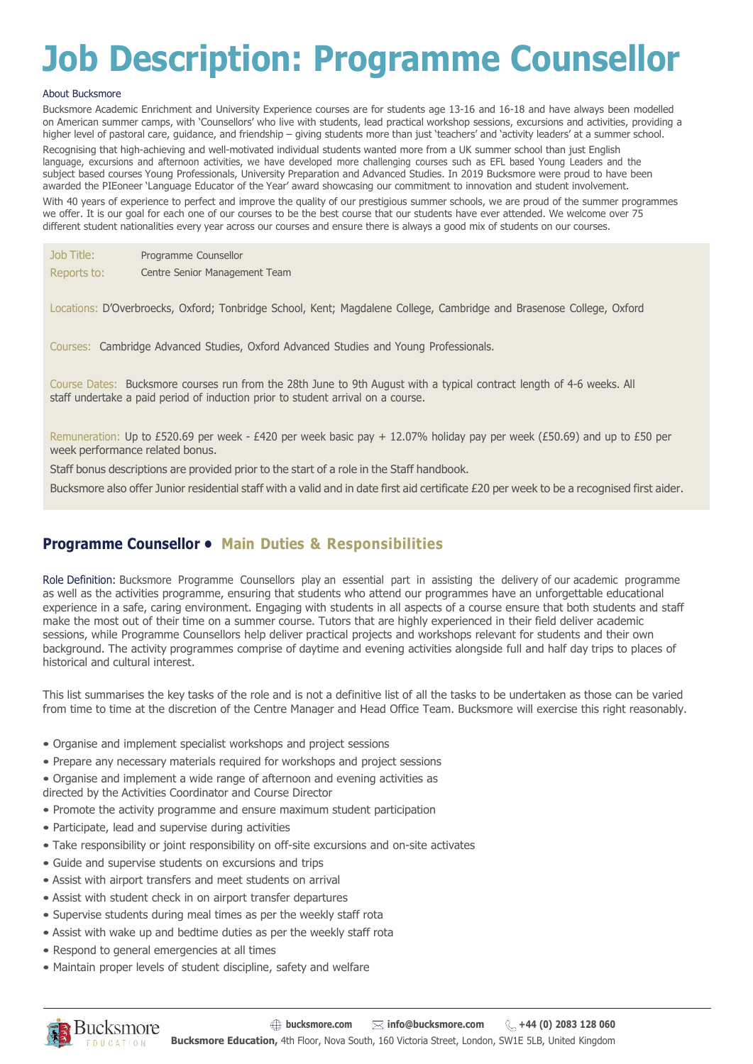# Job Description: Programme Counsellor

About Bucksmore

Bucksmore Academic Enrichment and University Experience courses are for students age 13-16 and 16-18 and have always been modelled on American summer camps, with 'Counsellors' who live with students, lead practical workshop sessions, excursions and activities, providing a higher level of pastoral care, guidance, and friendship – giving students more than just 'teachers' and 'activity leaders' at a summer school.

Recognising that high-achieving and well-motivated individual students wanted more from a UK summer school than just English language, excursions and afternoon activities, we have developed more challenging courses such as EFL based Young Leaders and the subject based courses Young Professionals, University Preparation and Advanced Studies. In 2019 Bucksmore were proud to have been awarded the PIEoneer 'Language Educator of the Year' award showcasing our commitment to innovation and student involvement.

With 40 years of experience to perfect and improve the quality of our prestigious summer schools, we are proud of the summer programmes we offer. It is our goal for each one of our courses to be the best course that our students have ever attended. We welcome over 75 different student nationalities every year across our courses and ensure there is always a good mix of students on our courses.

Job Title: Programme Counsellor
Reports to: Centre Senior Management Team

Locations: D'Overbroecks, Oxford; Tonbridge School, Kent; Magdalene College, Cambridge and Brasenose College, Oxford

Courses: Cambridge Advanced Studies, Oxford Advanced Studies and Young Professionals.

Course Dates: Bucksmore courses run from the 28th June to 9th August with a typical contract length of 4-6 weeks. All staff undertake a paid period of induction prior to student arrival on a course.

Remuneration: Up to £520.69 per week - £420 per week basic pay + 12.07% holiday pay per week (£50.69) and up to £50 per week performance related bonus.

Staff bonus descriptions are provided prior to the start of a role in the Staff handbook.

Bucksmore also offer Junior residential staff with a valid and in date first aid certificate £20 per week to be a recognised first aider.

## Programme Counsellor • Main Duties & Responsibilities

Role Definition: Bucksmore Programme Counsellors play an essential part in assisting the delivery of our academic programme as well as the activities programme, ensuring that students who attend our programmes have an unforgettable educational experience in a safe, caring environment. Engaging with students in all aspects of a course ensure that both students and staff make the most out of their time on a summer course. Tutors that are highly experienced in their field deliver academic sessions, while Programme Counsellors help deliver practical projects and workshops relevant for students and their own background. The activity programmes comprise of daytime and evening activities alongside full and half day trips to places of historical and cultural interest.

This list summarises the key tasks of the role and is not a definitive list of all the tasks to be undertaken as those can be varied from time to time at the discretion of the Centre Manager and Head Office Team. Bucksmore will exercise this right reasonably.

- Organise and implement specialist workshops and project sessions
- Prepare any necessary materials required for workshops and project sessions
- Organise and implement a wide range of afternoon and evening activities as directed by the Activities Coordinator and Course Director
- Promote the activity programme and ensure maximum student participation
- Participate, lead and supervise during activities
- Take responsibility or joint responsibility on off-site excursions and on-site activates
- Guide and supervise students on excursions and trips
- Assist with airport transfers and meet students on arrival
- Assist with student check in on airport transfer departures
- Supervise students during meal times as per the weekly staff rota
- Assist with wake up and bedtime duties as per the weekly staff rota
- Respond to general emergencies at all times
- Maintain proper levels of student discipline, safety and welfare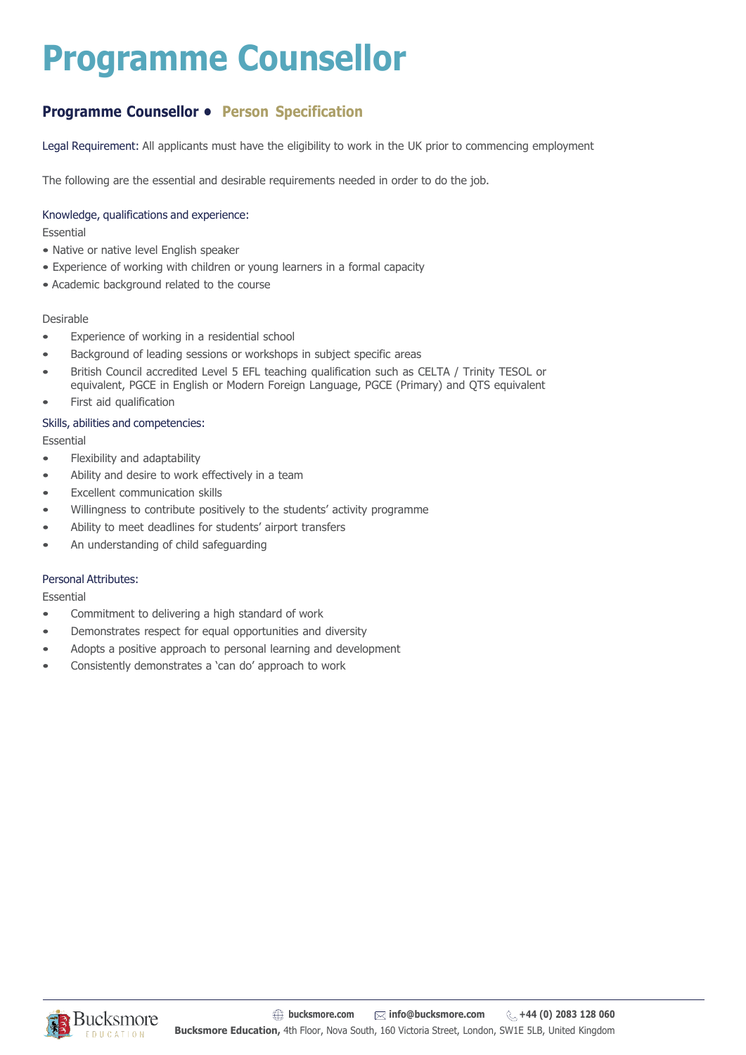# Programme Counsellor

## Programme Counsellor • Person Specification

Legal Requirement: All applicants must have the eligibility to work in the UK prior to commencing employment

The following are the essential and desirable requirements needed in order to do the job.

### Knowledge, qualifications and experience:

Essential

- Native or native level English speaker
- Experience of working with children or young learners in a formal capacity
- Academic background related to the course

Desirable

- Experience of working in a residential school
- Background of leading sessions or workshops in subject specific areas
- British Council accredited Level 5 EFL teaching qualification such as CELTA / Trinity TESOL or equivalent, PGCE in English or Modern Foreign Language, PGCE (Primary) and QTS equivalent
- First aid qualification

### Skills, abilities and competencies:

Essential

- Flexibility and adaptability
- Ability and desire to work effectively in a team
- Excellent communication skills
- Willingness to contribute positively to the students' activity programme
- Ability to meet deadlines for students' airport transfers
- An understanding of child safeguarding

### Personal Attributes:

Essential

- Commitment to delivering a high standard of work
- Demonstrates respect for equal opportunities and diversity
- Adopts a positive approach to personal learning and development
- Consistently demonstrates a 'can do' approach to work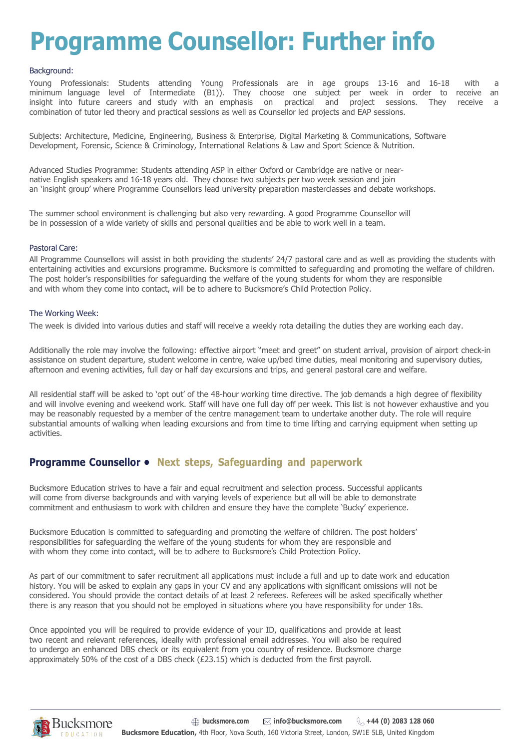# Programme Counsellor: Further info

Background:

Young Professionals: Students attending Young Professionals are in age groups 13-16 and 16-18 with a minimum language level of Intermediate (B1)). They choose one subject per week in order to receive an insight into future careers and study with an emphasis on practical and project sessions. They receive a combination of tutor led theory and practical sessions as well as Counsellor led projects and EAP sessions.

Subjects: Architecture, Medicine, Engineering, Business & Enterprise, Digital Marketing & Communications, Software Development, Forensic, Science & Criminology, International Relations & Law and Sport Science & Nutrition.

Advanced Studies Programme: Students attending ASP in either Oxford or Cambridge are native or near-native English speakers and 16-18 years old. They choose two subjects per two week session and join an 'insight group' where Programme Counsellors lead university preparation masterclasses and debate workshops.

The summer school environment is challenging but also very rewarding. A good Programme Counsellor will be in possession of a wide variety of skills and personal qualities and be able to work well in a team.

Pastoral Care:

All Programme Counsellors will assist in both providing the students' 24/7 pastoral care and as well as providing the students with entertaining activities and excursions programme. Bucksmore is committed to safeguarding and promoting the welfare of children. The post holder's responsibilities for safeguarding the welfare of the young students for whom they are responsible and with whom they come into contact, will be to adhere to Bucksmore's Child Protection Policy.

The Working Week:

The week is divided into various duties and staff will receive a weekly rota detailing the duties they are working each day.

Additionally the role may involve the following: effective airport "meet and greet" on student arrival, provision of airport check-in assistance on student departure, student welcome in centre, wake up/bed time duties, meal monitoring and supervisory duties, afternoon and evening activities, full day or half day excursions and trips, and general pastoral care and welfare.

All residential staff will be asked to 'opt out' of the 48-hour working time directive. The job demands a high degree of flexibility and will involve evening and weekend work. Staff will have one full day off per week. This list is not however exhaustive and you may be reasonably requested by a member of the centre management team to undertake another duty. The role will require substantial amounts of walking when leading excursions and from time to time lifting and carrying equipment when setting up activities.

## Programme Counsellor • Next steps, Safeguarding and paperwork

Bucksmore Education strives to have a fair and equal recruitment and selection process. Successful applicants will come from diverse backgrounds and with varying levels of experience but all will be able to demonstrate commitment and enthusiasm to work with children and ensure they have the complete 'Bucky' experience.

Bucksmore Education is committed to safeguarding and promoting the welfare of children. The post holders' responsibilities for safeguarding the welfare of the young students for whom they are responsible and with whom they come into contact, will be to adhere to Bucksmore's Child Protection Policy.

As part of our commitment to safer recruitment all applications must include a full and up to date work and education history. You will be asked to explain any gaps in your CV and any applications with significant omissions will not be considered. You should provide the contact details of at least 2 referees. Referees will be asked specifically whether there is any reason that you should not be employed in situations where you have responsibility for under 18s.

Once appointed you will be required to provide evidence of your ID, qualifications and provide at least two recent and relevant references, ideally with professional email addresses. You will also be required to undergo an enhanced DBS check or its equivalent from you country of residence. Bucksmore charge approximately 50% of the cost of a DBS check (£23.15) which is deducted from the first payroll.

Bucksmore Education

bucksmore.com | info@bucksmore.com | +44 (0) 2083 128 060

**Bucksmore Education,** 4th Floor, Nova South, 160 Victoria Street, London, SW1E 5LB, United Kingdom